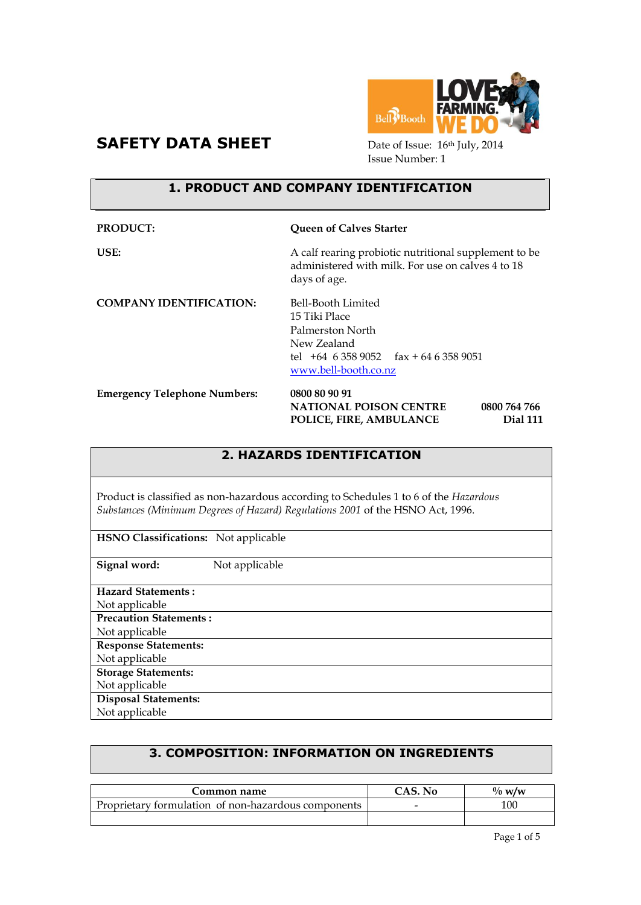# SAFETY DATA SHEET

Date of Issue: 16th July, 2014
Issue Number: 1

## 1. PRODUCT AND COMPANY IDENTIFICATION

**PRODUCT:** **Queen of Calves Starter**

**USE:** A calf rearing probiotic nutritional supplement to be administered with milk. For use on calves 4 to 18 days of age.

**COMPANY IDENTIFICATION:**
Bell-Booth Limited
15 Tiki Place
Palmerston North
New Zealand
tel +64 6 358 9052 fax + 64 6 358 9051
www.bell-booth.co.nz

**Emergency Telephone Numbers:**
**0800 80 90 91**
**NATIONAL POISON CENTRE 0800 764 766**
**POLICE, FIRE, AMBULANCE Dial 111**

## 2. HAZARDS IDENTIFICATION

Product is classified as non-hazardous according to Schedules 1 to 6 of the *Hazardous Substances (Minimum Degrees of Hazard) Regulations 2001* of the HSNO Act, 1996.

**HSNO Classifications:** Not applicable

**Signal word:** Not applicable

**Hazard Statements :**
Not applicable

**Precaution Statements :**
Not applicable

**Response Statements:**
Not applicable

**Storage Statements:**
Not applicable

**Disposal Statements:**
Not applicable

## 3. COMPOSITION: INFORMATION ON INGREDIENTS

| Common name | CAS. No | % w/w |
|---|---|---|
| Proprietary formulation of non-hazardous components | - | 100 |
| | | |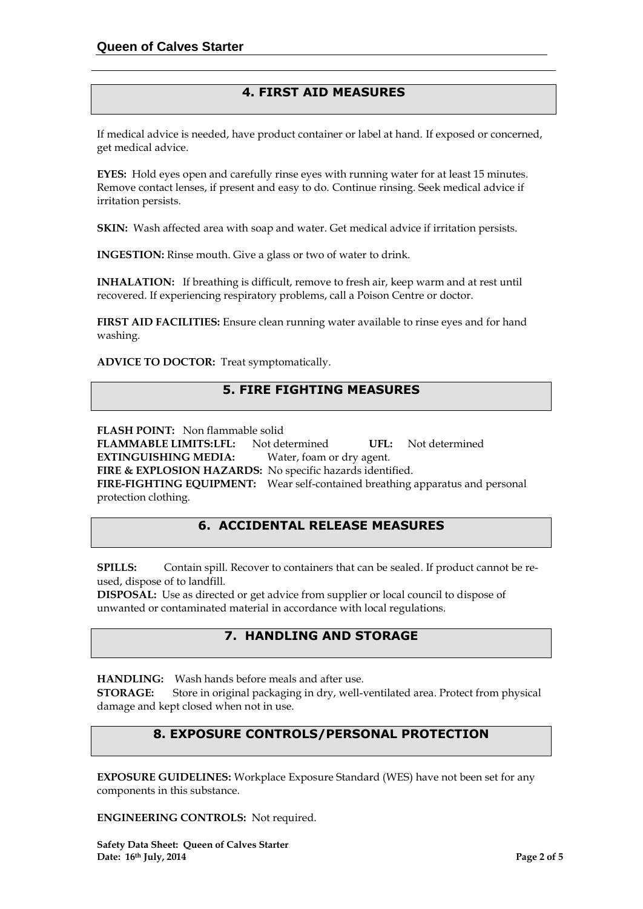## 4. FIRST AID MEASURES

If medical advice is needed, have product container or label at hand. If exposed or concerned, get medical advice.

**EYES:** Hold eyes open and carefully rinse eyes with running water for at least 15 minutes. Remove contact lenses, if present and easy to do. Continue rinsing. Seek medical advice if irritation persists.

**SKIN:** Wash affected area with soap and water. Get medical advice if irritation persists.

**INGESTION:** Rinse mouth. Give a glass or two of water to drink.

**INHALATION:** If breathing is difficult, remove to fresh air, keep warm and at rest until recovered. If experiencing respiratory problems, call a Poison Centre or doctor.

**FIRST AID FACILITIES:** Ensure clean running water available to rinse eyes and for hand washing.

**ADVICE TO DOCTOR:** Treat symptomatically.

## 5. FIRE FIGHTING MEASURES

**FLASH POINT:** Non flammable solid
**FLAMMABLE LIMITS:LFL:** Not determined **UFL:** Not determined
**EXTINGUISHING MEDIA:** Water, foam or dry agent.
**FIRE & EXPLOSION HAZARDS:** No specific hazards identified.
**FIRE-FIGHTING EQUIPMENT:** Wear self-contained breathing apparatus and personal protection clothing.

## 6. ACCIDENTAL RELEASE MEASURES

**SPILLS:** Contain spill. Recover to containers that can be sealed. If product cannot be re-used, dispose of to landfill.
**DISPOSAL:** Use as directed or get advice from supplier or local council to dispose of unwanted or contaminated material in accordance with local regulations.

## 7. HANDLING AND STORAGE

**HANDLING:** Wash hands before meals and after use.
**STORAGE:** Store in original packaging in dry, well-ventilated area. Protect from physical damage and kept closed when not in use.

## 8. EXPOSURE CONTROLS/PERSONAL PROTECTION

**EXPOSURE GUIDELINES:** Workplace Exposure Standard (WES) have not been set for any components in this substance.

**ENGINEERING CONTROLS:** Not required.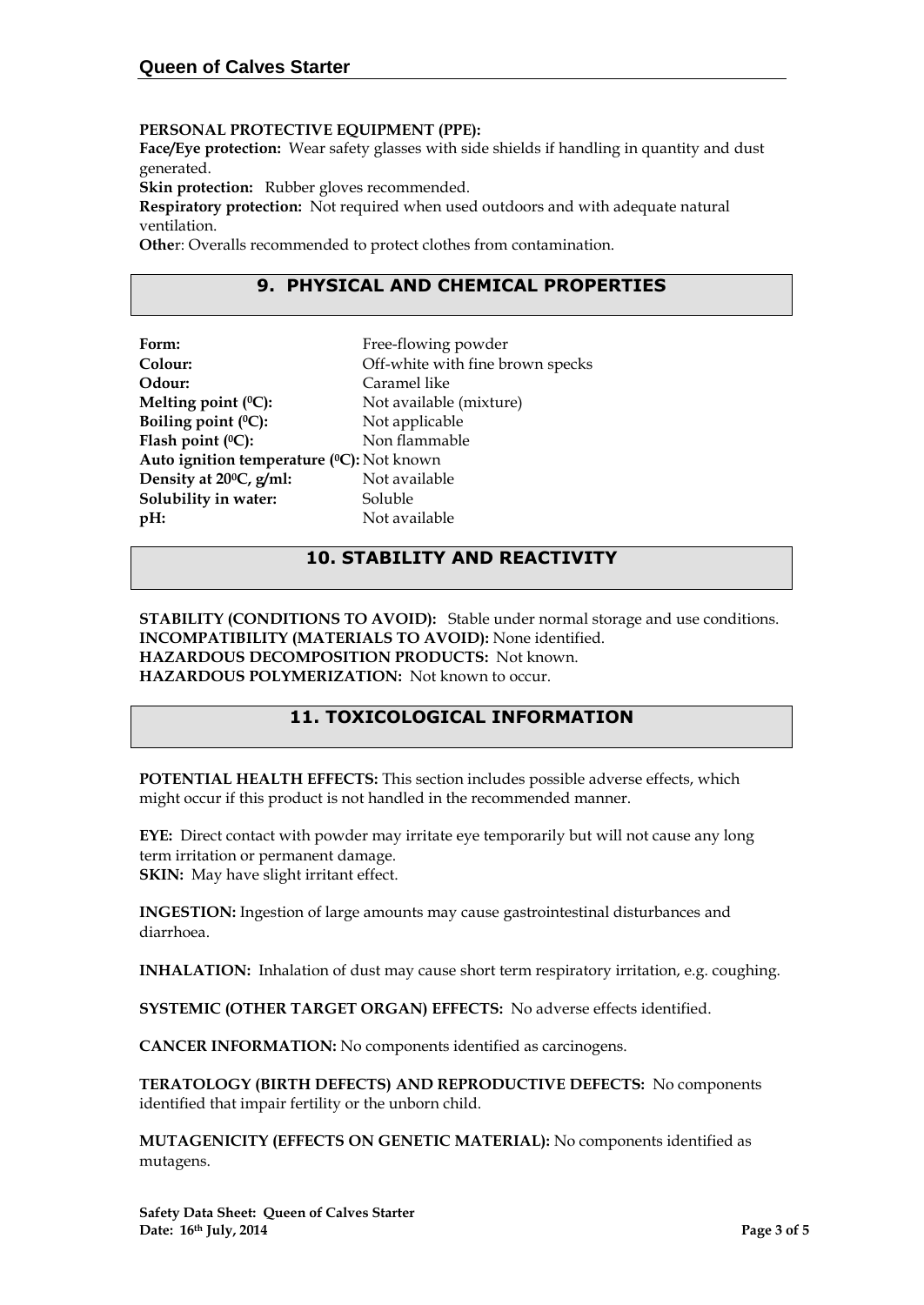**PERSONAL PROTECTIVE EQUIPMENT (PPE):**
**Face/Eye protection:** Wear safety glasses with side shields if handling in quantity and dust generated.
**Skin protection:** Rubber gloves recommended.
**Respiratory protection:** Not required when used outdoors and with adequate natural ventilation.
**Other**: Overalls recommended to protect clothes from contamination.

## 9. PHYSICAL AND CHEMICAL PROPERTIES

| | |
|---|---|
| **Form:** | Free-flowing powder |
| **Colour:** | Off-white with fine brown specks |
| **Odour:** | Caramel like |
| **Melting point ($^0$C):** | Not available (mixture) |
| **Boiling point ($^0$C):** | Not applicable |
| **Flash point ($^0$C):** | Non flammable |
| **Auto ignition temperature ($^0$C):** | Not known |
| **Density at 20$^0$C, g/ml:** | Not available |
| **Solubility in water:** | Soluble |
| **pH:** | Not available |

## 10. STABILITY AND REACTIVITY

**STABILITY (CONDITIONS TO AVOID):** Stable under normal storage and use conditions.
**INCOMPATIBILITY (MATERIALS TO AVOID):** None identified.
**HAZARDOUS DECOMPOSITION PRODUCTS:** Not known.
**HAZARDOUS POLYMERIZATION:** Not known to occur.

## 11. TOXICOLOGICAL INFORMATION

**POTENTIAL HEALTH EFFECTS:** This section includes possible adverse effects, which might occur if this product is not handled in the recommended manner.

**EYE:** Direct contact with powder may irritate eye temporarily but will not cause any long term irritation or permanent damage.
**SKIN:** May have slight irritant effect.

**INGESTION:** Ingestion of large amounts may cause gastrointestinal disturbances and diarrhoea.

**INHALATION:** Inhalation of dust may cause short term respiratory irritation, e.g. coughing.

**SYSTEMIC (OTHER TARGET ORGAN) EFFECTS:** No adverse effects identified.

**CANCER INFORMATION:** No components identified as carcinogens.

**TERATOLOGY (BIRTH DEFECTS) AND REPRODUCTIVE DEFECTS:** No components identified that impair fertility or the unborn child.

**MUTAGENICITY (EFFECTS ON GENETIC MATERIAL):** No components identified as mutagens.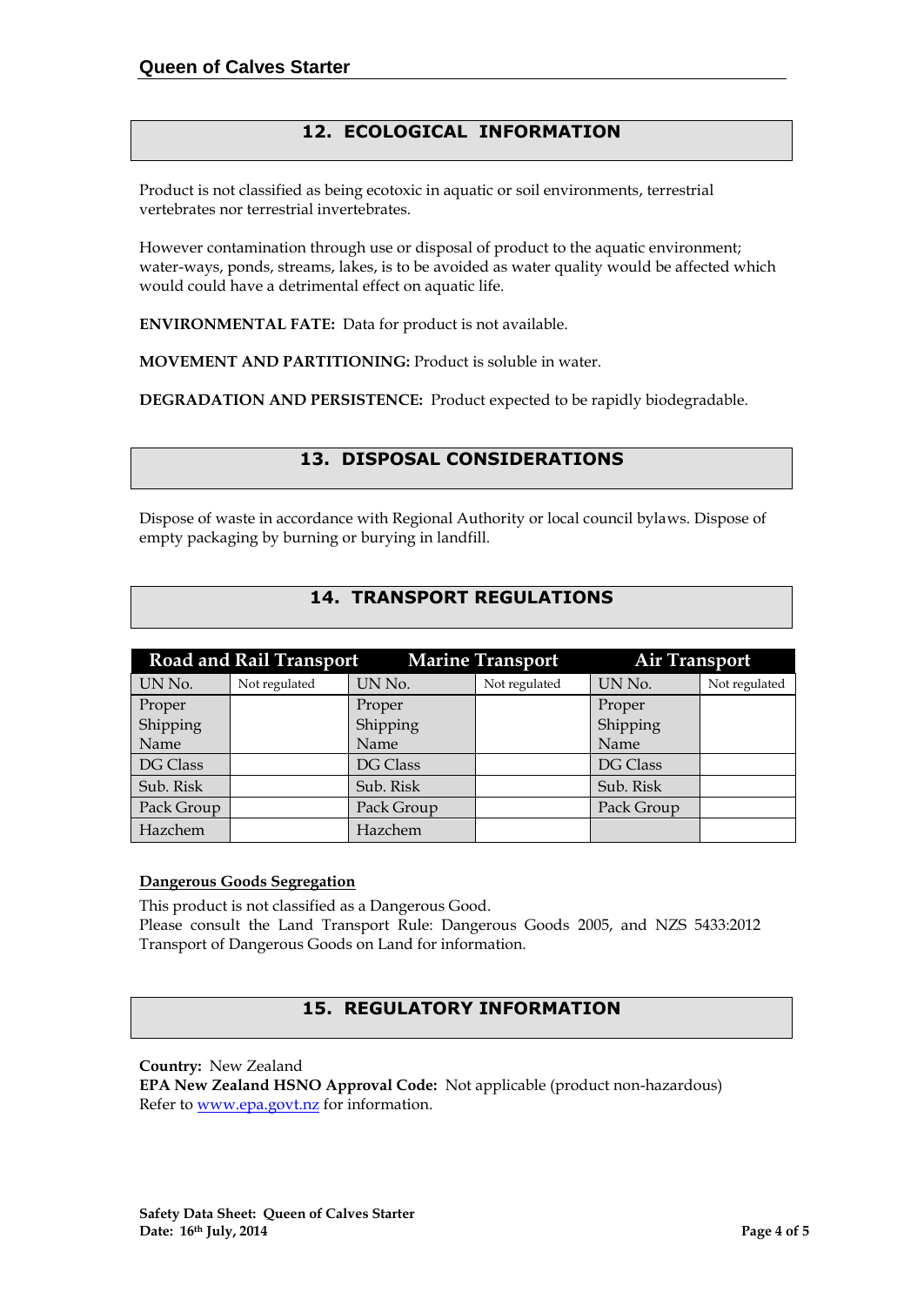## 12. ECOLOGICAL INFORMATION

Product is not classified as being ecotoxic in aquatic or soil environments, terrestrial vertebrates nor terrestrial invertebrates.

However contamination through use or disposal of product to the aquatic environment; water-ways, ponds, streams, lakes, is to be avoided as water quality would be affected which would could have a detrimental effect on aquatic life.

**ENVIRONMENTAL FATE:** Data for product is not available.

**MOVEMENT AND PARTITIONING:** Product is soluble in water.

**DEGRADATION AND PERSISTENCE:** Product expected to be rapidly biodegradable.

## 13. DISPOSAL CONSIDERATIONS

Dispose of waste in accordance with Regional Authority or local council bylaws. Dispose of empty packaging by burning or burying in landfill.

## 14. TRANSPORT REGULATIONS

| Road and Rail Transport | | Marine Transport | | Air Transport | |
|---|---|---|---|---|---|
| UN No. | Not regulated | UN No. | Not regulated | UN No. | Not regulated |
| Proper Shipping Name | | Proper Shipping Name | | Proper Shipping Name | |
| DG Class | | DG Class | | DG Class | |
| Sub. Risk | | Sub. Risk | | Sub. Risk | |
| Pack Group | | Pack Group | | Pack Group | |
| Hazchem | | Hazchem | | | |

**Dangerous Goods Segregation**

This product is not classified as a Dangerous Good.
Please consult the Land Transport Rule: Dangerous Goods 2005, and NZS 5433:2012 Transport of Dangerous Goods on Land for information.

## 15. REGULATORY INFORMATION

**Country:** New Zealand
**EPA New Zealand HSNO Approval Code:** Not applicable (product non-hazardous)
Refer to www.epa.govt.nz for information.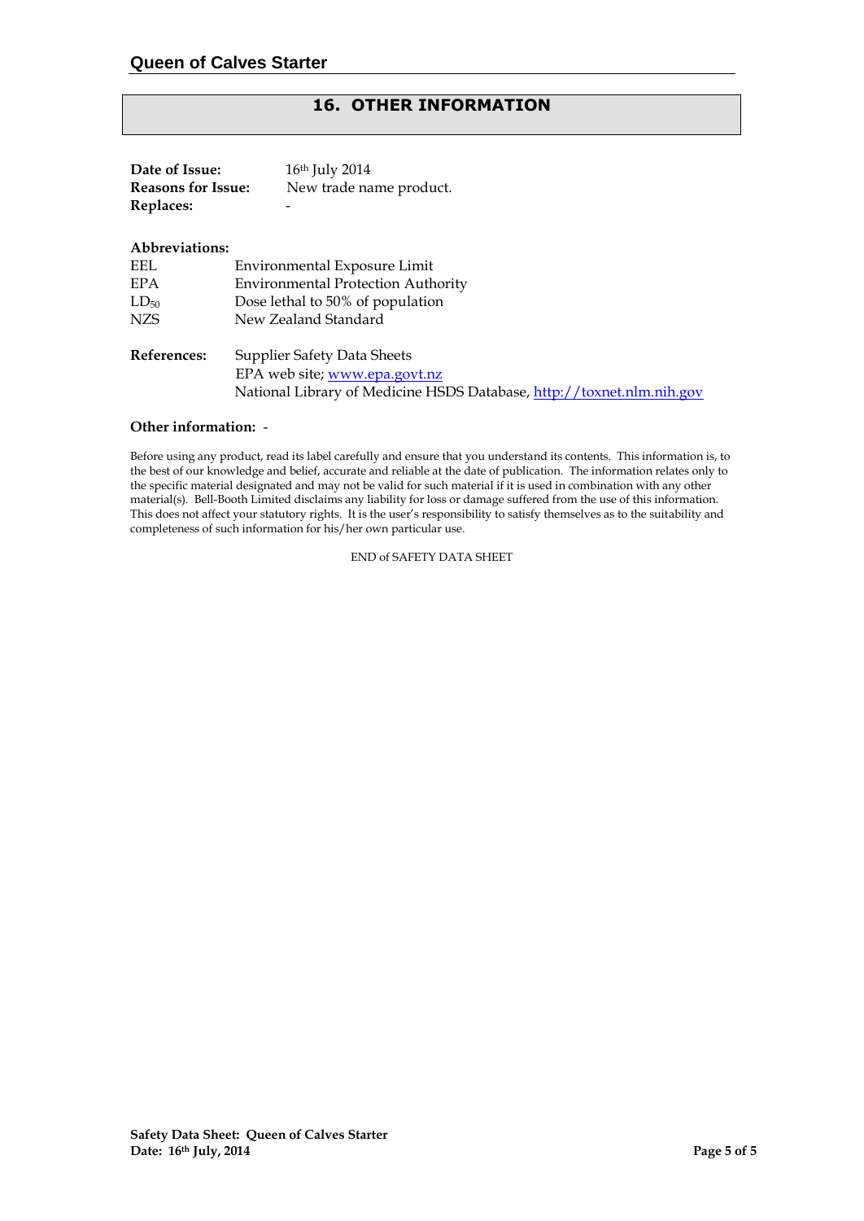## 16. OTHER INFORMATION

| | |
|---|---|
| **Date of Issue:** | 16th July 2014 |
| **Reasons for Issue:** | New trade name product. |
| **Replaces:** | - |

**Abbreviations:**

| | |
|---|---|
| EEL | Environmental Exposure Limit |
| EPA | Environmental Protection Authority |
| $LD_{50}$ | Dose lethal to 50% of population |
| NZS | New Zealand Standard |

**References:** Supplier Safety Data Sheets
EPA web site; www.epa.govt.nz
National Library of Medicine HSDS Database, http://toxnet.nlm.nih.gov

**Other information:** -

Before using any product, read its label carefully and ensure that you understand its contents. This information is, to the best of our knowledge and belief, accurate and reliable at the date of publication. The information relates only to the specific material designated and may not be valid for such material if it is used in combination with any other material(s). Bell-Booth Limited disclaims any liability for loss or damage suffered from the use of this information. This does not affect your statutory rights. It is the user's responsibility to satisfy themselves as to the suitability and completeness of such information for his/her own particular use.

END of SAFETY DATA SHEET